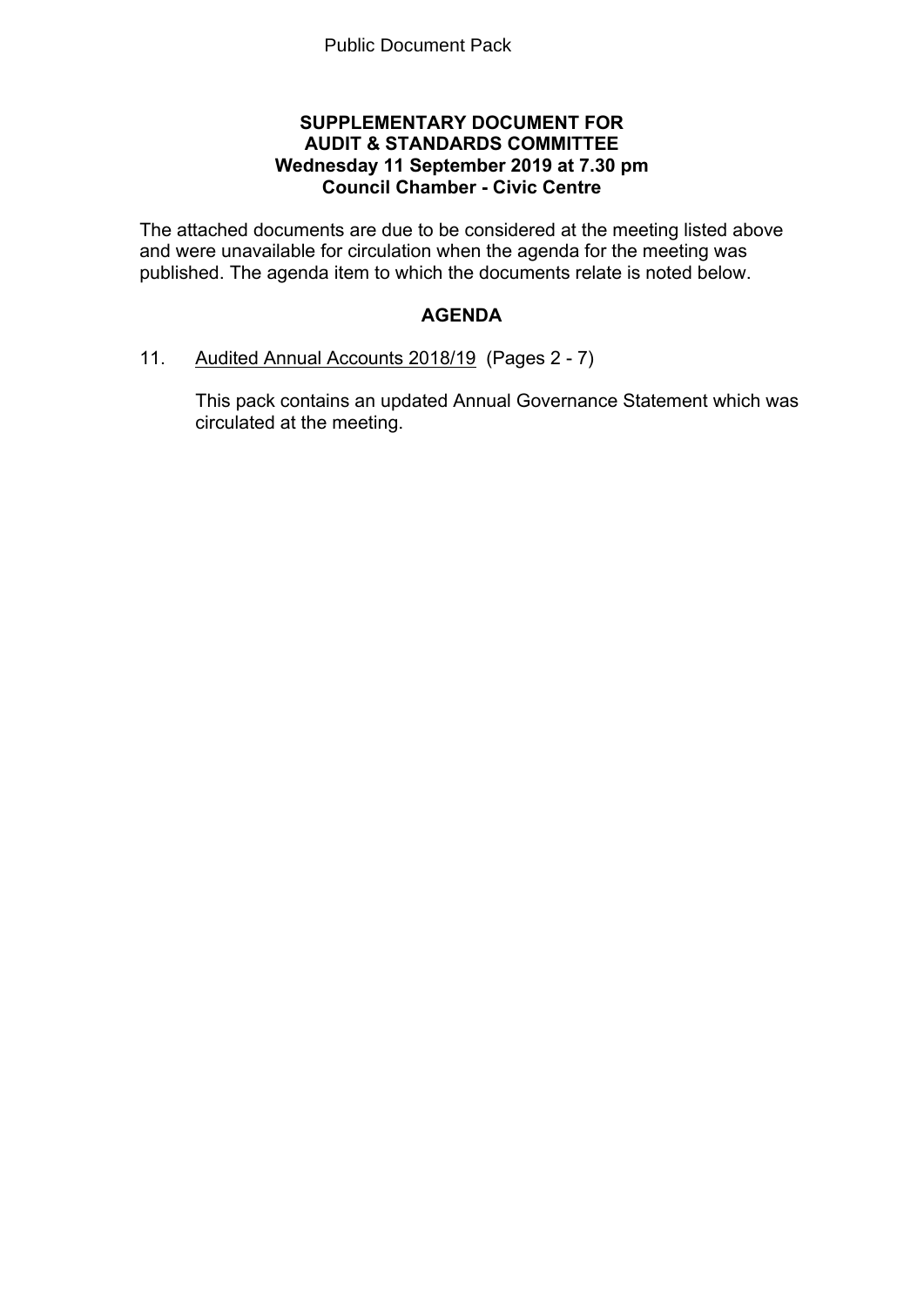Public Document Pack

# SUPPLEMENTARY DOCUMENT FOR AUDIT & STANDARDS COMMITTEE
## Wednesday 11 September 2019 at 7.30 pm
## Council Chamber - Civic Centre

The attached documents are due to be considered at the meeting listed above and were unavailable for circulation when the agenda for the meeting was published. The agenda item to which the documents relate is noted below.

## AGENDA

11. Audited Annual Accounts 2018/19 (Pages 2 - 7)

    This pack contains an updated Annual Governance Statement which was circulated at the meeting.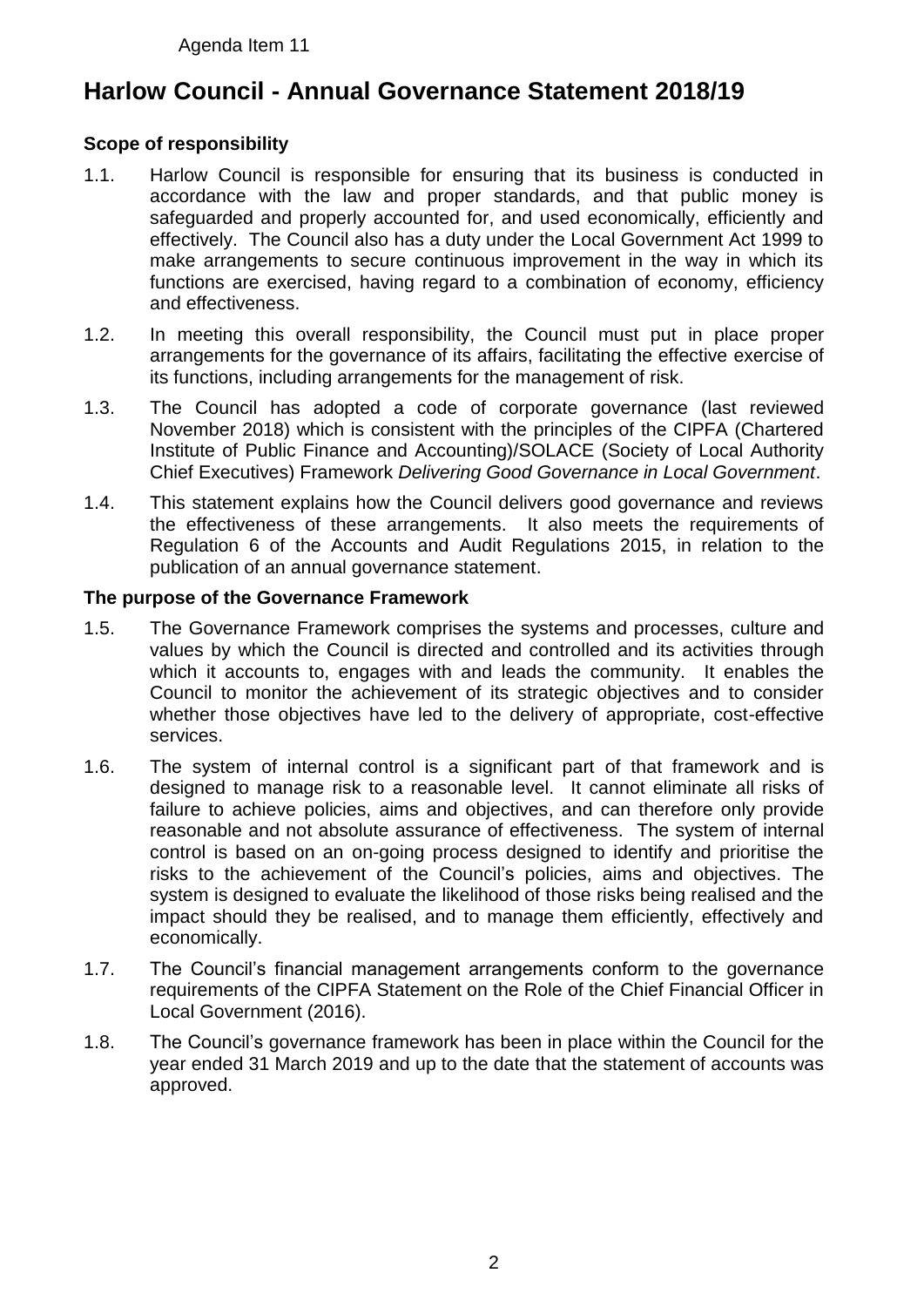Agenda Item 11

# Harlow Council - Annual Governance Statement 2018/19

### Scope of responsibility

1.1. Harlow Council is responsible for ensuring that its business is conducted in accordance with the law and proper standards, and that public money is safeguarded and properly accounted for, and used economically, efficiently and effectively. The Council also has a duty under the Local Government Act 1999 to make arrangements to secure continuous improvement in the way in which its functions are exercised, having regard to a combination of economy, efficiency and effectiveness.

1.2. In meeting this overall responsibility, the Council must put in place proper arrangements for the governance of its affairs, facilitating the effective exercise of its functions, including arrangements for the management of risk.

1.3. The Council has adopted a code of corporate governance (last reviewed November 2018) which is consistent with the principles of the CIPFA (Chartered Institute of Public Finance and Accounting)/SOLACE (Society of Local Authority Chief Executives) Framework *Delivering Good Governance in Local Government*.

1.4. This statement explains how the Council delivers good governance and reviews the effectiveness of these arrangements. It also meets the requirements of Regulation 6 of the Accounts and Audit Regulations 2015, in relation to the publication of an annual governance statement.

### The purpose of the Governance Framework

1.5. The Governance Framework comprises the systems and processes, culture and values by which the Council is directed and controlled and its activities through which it accounts to, engages with and leads the community. It enables the Council to monitor the achievement of its strategic objectives and to consider whether those objectives have led to the delivery of appropriate, cost-effective services.

1.6. The system of internal control is a significant part of that framework and is designed to manage risk to a reasonable level. It cannot eliminate all risks of failure to achieve policies, aims and objectives, and can therefore only provide reasonable and not absolute assurance of effectiveness. The system of internal control is based on an on-going process designed to identify and prioritise the risks to the achievement of the Council's policies, aims and objectives. The system is designed to evaluate the likelihood of those risks being realised and the impact should they be realised, and to manage them efficiently, effectively and economically.

1.7. The Council's financial management arrangements conform to the governance requirements of the CIPFA Statement on the Role of the Chief Financial Officer in Local Government (2016).

1.8. The Council's governance framework has been in place within the Council for the year ended 31 March 2019 and up to the date that the statement of accounts was approved.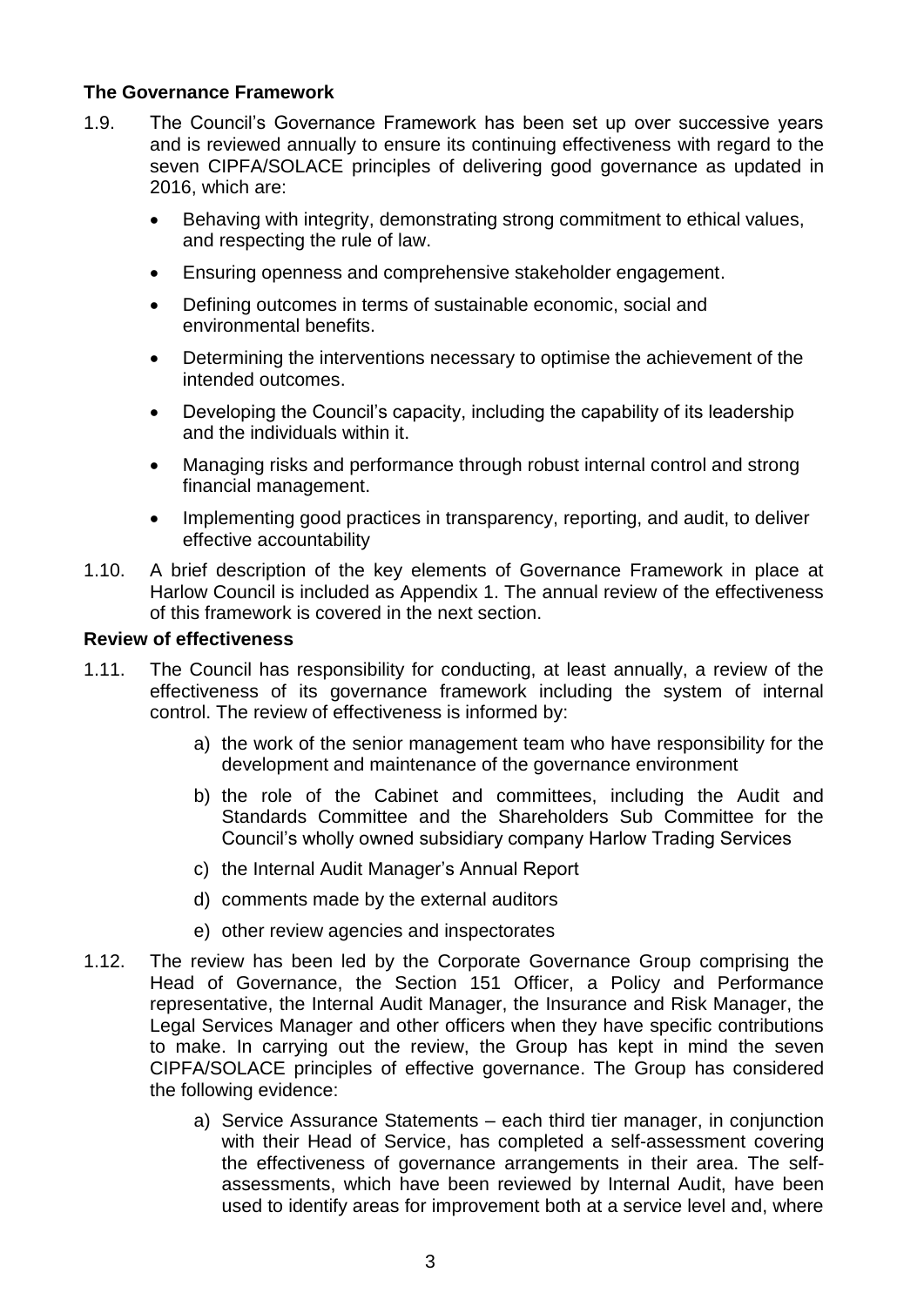**The Governance Framework**

1.9. The Council's Governance Framework has been set up over successive years and is reviewed annually to ensure its continuing effectiveness with regard to the seven CIPFA/SOLACE principles of delivering good governance as updated in 2016, which are:

- Behaving with integrity, demonstrating strong commitment to ethical values, and respecting the rule of law.
- Ensuring openness and comprehensive stakeholder engagement.
- Defining outcomes in terms of sustainable economic, social and environmental benefits.
- Determining the interventions necessary to optimise the achievement of the intended outcomes.
- Developing the Council's capacity, including the capability of its leadership and the individuals within it.
- Managing risks and performance through robust internal control and strong financial management.
- Implementing good practices in transparency, reporting, and audit, to deliver effective accountability

1.10. A brief description of the key elements of Governance Framework in place at Harlow Council is included as Appendix 1. The annual review of the effectiveness of this framework is covered in the next section.

**Review of effectiveness**

1.11. The Council has responsibility for conducting, at least annually, a review of the effectiveness of its governance framework including the system of internal control. The review of effectiveness is informed by:

a) the work of the senior management team who have responsibility for the development and maintenance of the governance environment

b) the role of the Cabinet and committees, including the Audit and Standards Committee and the Shareholders Sub Committee for the Council's wholly owned subsidiary company Harlow Trading Services

c) the Internal Audit Manager's Annual Report

d) comments made by the external auditors

e) other review agencies and inspectorates

1.12. The review has been led by the Corporate Governance Group comprising the Head of Governance, the Section 151 Officer, a Policy and Performance representative, the Internal Audit Manager, the Insurance and Risk Manager, the Legal Services Manager and other officers when they have specific contributions to make. In carrying out the review, the Group has kept in mind the seven CIPFA/SOLACE principles of effective governance. The Group has considered the following evidence:

a) Service Assurance Statements – each third tier manager, in conjunction with their Head of Service, has completed a self-assessment covering the effectiveness of governance arrangements in their area. The self-assessments, which have been reviewed by Internal Audit, have been used to identify areas for improvement both at a service level and, where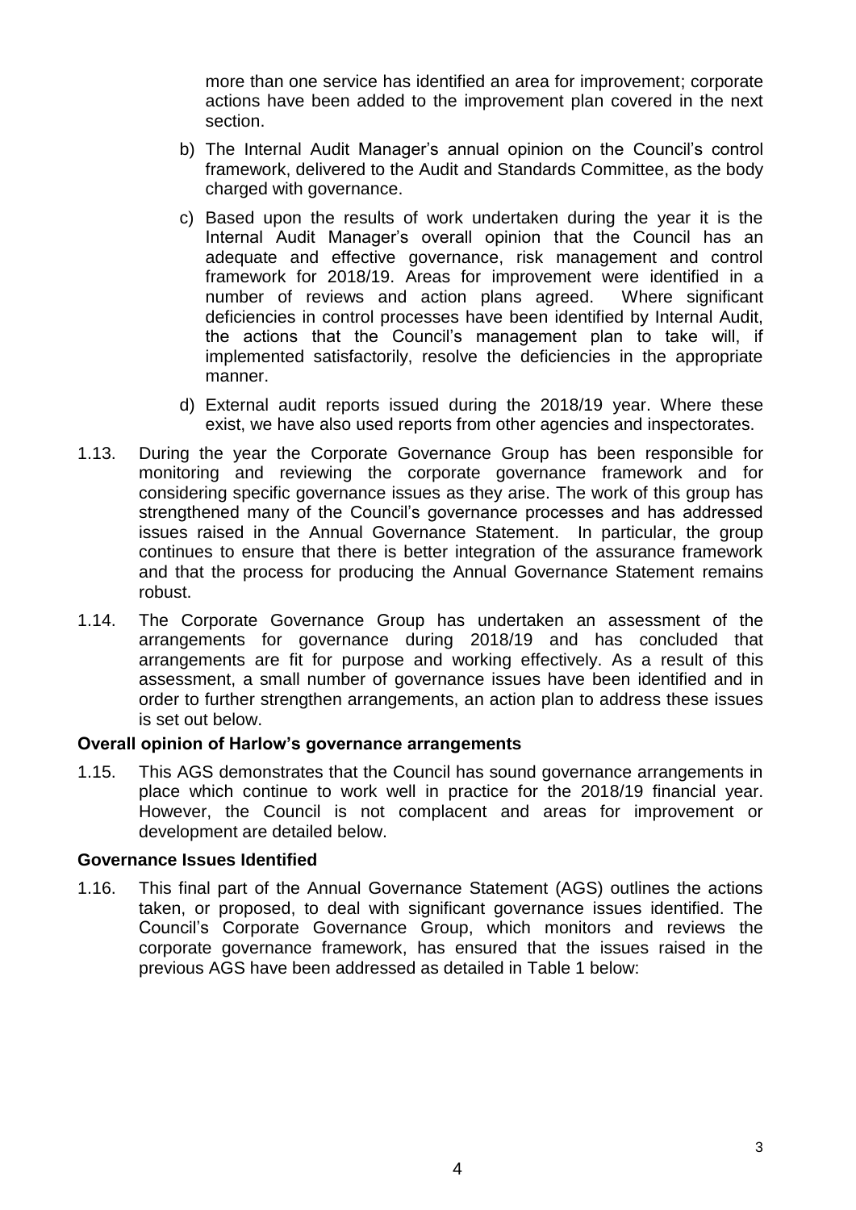more than one service has identified an area for improvement; corporate actions have been added to the improvement plan covered in the next section.

b) The Internal Audit Manager's annual opinion on the Council's control framework, delivered to the Audit and Standards Committee, as the body charged with governance.

c) Based upon the results of work undertaken during the year it is the Internal Audit Manager's overall opinion that the Council has an adequate and effective governance, risk management and control framework for 2018/19. Areas for improvement were identified in a number of reviews and action plans agreed. Where significant deficiencies in control processes have been identified by Internal Audit, the actions that the Council's management plan to take will, if implemented satisfactorily, resolve the deficiencies in the appropriate manner.

d) External audit reports issued during the 2018/19 year. Where these exist, we have also used reports from other agencies and inspectorates.

1.13. During the year the Corporate Governance Group has been responsible for monitoring and reviewing the corporate governance framework and for considering specific governance issues as they arise. The work of this group has strengthened many of the Council's governance processes and has addressed issues raised in the Annual Governance Statement. In particular, the group continues to ensure that there is better integration of the assurance framework and that the process for producing the Annual Governance Statement remains robust.

1.14. The Corporate Governance Group has undertaken an assessment of the arrangements for governance during 2018/19 and has concluded that arrangements are fit for purpose and working effectively. As a result of this assessment, a small number of governance issues have been identified and in order to further strengthen arrangements, an action plan to address these issues is set out below.

**Overall opinion of Harlow's governance arrangements**

1.15. This AGS demonstrates that the Council has sound governance arrangements in place which continue to work well in practice for the 2018/19 financial year. However, the Council is not complacent and areas for improvement or development are detailed below.

**Governance Issues Identified**

1.16. This final part of the Annual Governance Statement (AGS) outlines the actions taken, or proposed, to deal with significant governance issues identified. The Council's Corporate Governance Group, which monitors and reviews the corporate governance framework, has ensured that the issues raised in the previous AGS have been addressed as detailed in Table 1 below: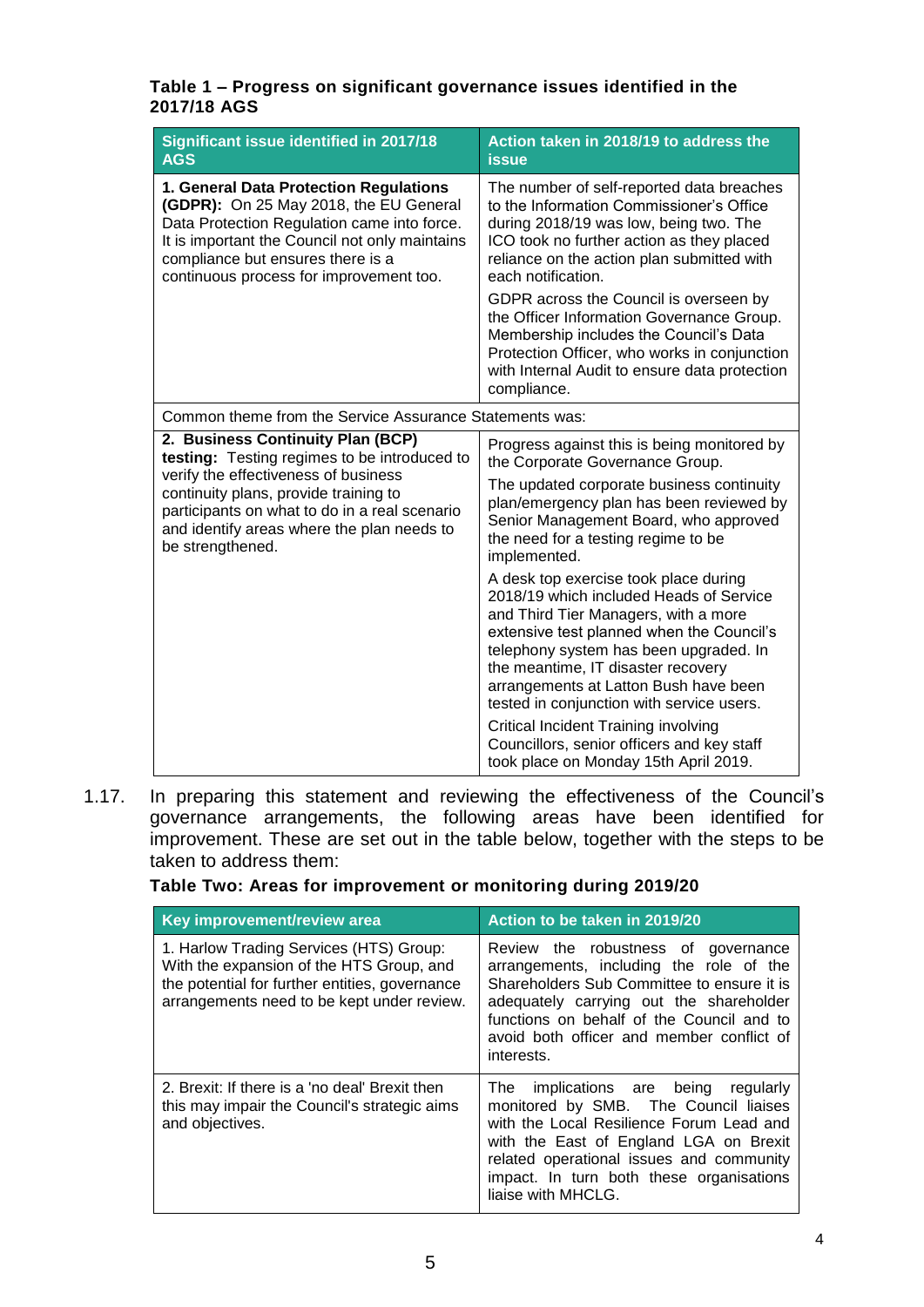**Table 1 – Progress on significant governance issues identified in the 2017/18 AGS**

| Significant issue identified in 2017/18 AGS | Action taken in 2018/19 to address the issue |
|---|---|
| **1. General Data Protection Regulations (GDPR):** On 25 May 2018, the EU General Data Protection Regulation came into force. It is important the Council not only maintains compliance but ensures there is a continuous process for improvement too. | The number of self-reported data breaches to the Information Commissioner's Office during 2018/19 was low, being two. The ICO took no further action as they placed reliance on the action plan submitted with each notification.<br><br>GDPR across the Council is overseen by the Officer Information Governance Group. Membership includes the Council's Data Protection Officer, who works in conjunction with Internal Audit to ensure data protection compliance. |
| Common theme from the Service Assurance Statements was: | |
| **2. Business Continuity Plan (BCP) testing:** Testing regimes to be introduced to verify the effectiveness of business continuity plans, provide training to participants on what to do in a real scenario and identify areas where the plan needs to be strengthened. | Progress against this is being monitored by the Corporate Governance Group.<br><br>The updated corporate business continuity plan/emergency plan has been reviewed by Senior Management Board, who approved the need for a testing regime to be implemented.<br><br>A desk top exercise took place during 2018/19 which included Heads of Service and Third Tier Managers, with a more extensive test planned when the Council's telephony system has been upgraded. In the meantime, IT disaster recovery arrangements at Latton Bush have been tested in conjunction with service users.<br><br>Critical Incident Training involving Councillors, senior officers and key staff took place on Monday 15th April 2019. |

1.17. In preparing this statement and reviewing the effectiveness of the Council's governance arrangements, the following areas have been identified for improvement. These are set out in the table below, together with the steps to be taken to address them:

**Table Two: Areas for improvement or monitoring during 2019/20**

| Key improvement/review area | Action to be taken in 2019/20 |
|---|---|
| 1. Harlow Trading Services (HTS) Group: With the expansion of the HTS Group, and the potential for further entities, governance arrangements need to be kept under review. | Review the robustness of governance arrangements, including the role of the Shareholders Sub Committee to ensure it is adequately carrying out the shareholder functions on behalf of the Council and to avoid both officer and member conflict of interests. |
| 2. Brexit: If there is a 'no deal' Brexit then this may impair the Council's strategic aims and objectives. | The implications are being regularly monitored by SMB. The Council liaises with the Local Resilience Forum Lead and with the East of England LGA on Brexit related operational issues and community impact. In turn both these organisations liaise with MHCLG. |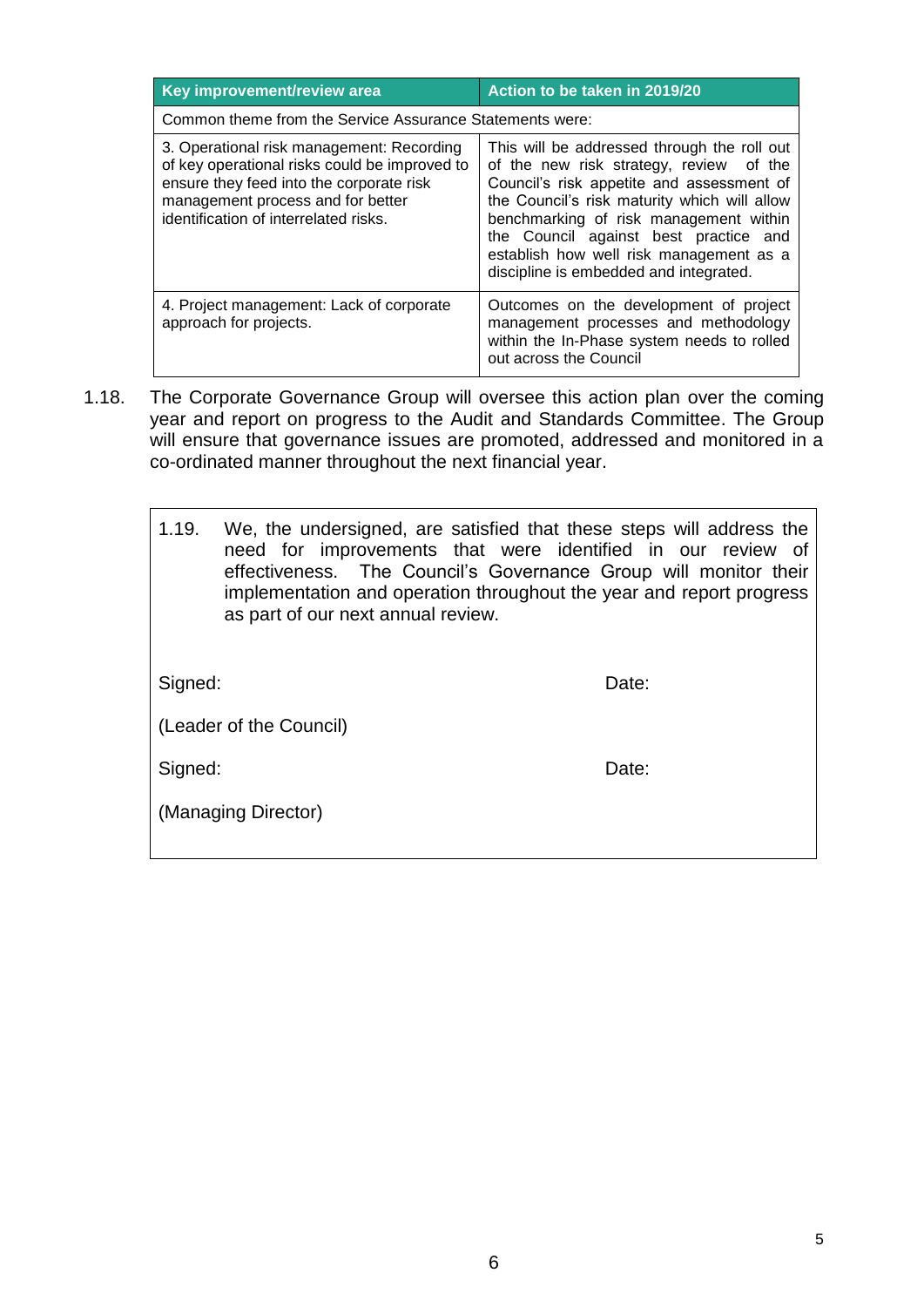| Key improvement/review area | Action to be taken in 2019/20 |
| --- | --- |
| Common theme from the Service Assurance Statements were: | |
| 3. Operational risk management: Recording of key operational risks could be improved to ensure they feed into the corporate risk management process and for better identification of interrelated risks. | This will be addressed through the roll out of the new risk strategy, review of the Council's risk appetite and assessment of the Council's risk maturity which will allow benchmarking of risk management within the Council against best practice and establish how well risk management as a discipline is embedded and integrated. |
| 4. Project management: Lack of corporate approach for projects. | Outcomes on the development of project management processes and methodology within the In-Phase system needs to rolled out across the Council |

1.18. The Corporate Governance Group will oversee this action plan over the coming year and report on progress to the Audit and Standards Committee. The Group will ensure that governance issues are promoted, addressed and monitored in a co-ordinated manner throughout the next financial year.

1.19. We, the undersigned, are satisfied that these steps will address the need for improvements that were identified in our review of effectiveness. The Council's Governance Group will monitor their implementation and operation throughout the year and report progress as part of our next annual review.

Signed: Date:

(Leader of the Council)

Signed: Date:

(Managing Director)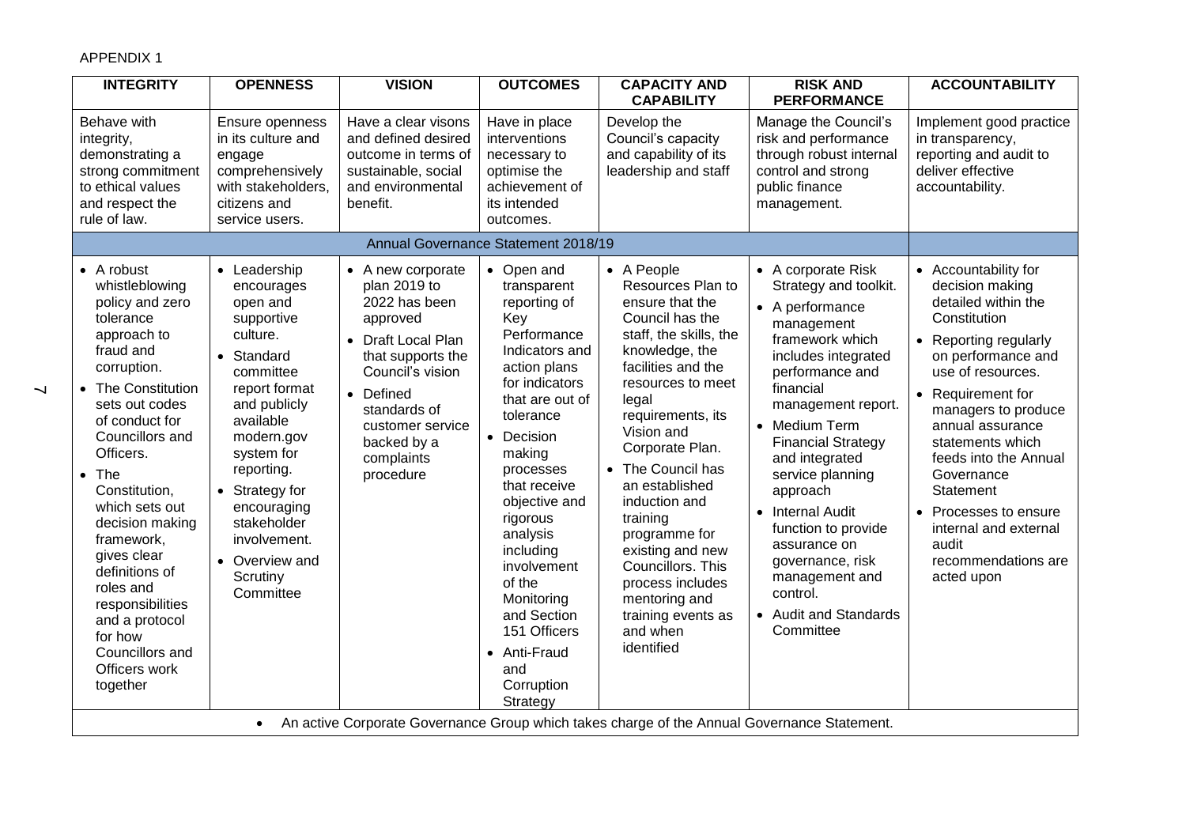APPENDIX 1

| INTEGRITY | OPENNESS | VISION | OUTCOMES | CAPACITY AND CAPABILITY | RISK AND PERFORMANCE | ACCOUNTABILITY |
|---|---|---|---|---|---|---|
| Behave with integrity, demonstrating a strong commitment to ethical values and respect the rule of law. | Ensure openness in its culture and engage comprehensively with stakeholders, citizens and service users. | Have a clear visons and defined desired outcome in terms of sustainable, social and environmental benefit. | Have in place interventions necessary to optimise the achievement of its intended outcomes. | Develop the Council's capacity and capability of its leadership and staff | Manage the Council's risk and performance through robust internal control and strong public finance management. | Implement good practice in transparency, reporting and audit to deliver effective accountability. |
| Annual Governance Statement 2018/19 | | | | | | |
| • A robust whistleblowing policy and zero tolerance approach to fraud and corruption.<br>• The Constitution sets out codes of conduct for Councillors and Officers.<br>• The Constitution, which sets out decision making framework, gives clear definitions of roles and responsibilities and a protocol for how Councillors and Officers work together | • Leadership encourages open and supportive culture.<br>• Standard committee report format and publicly available modern.gov system for reporting.<br>• Strategy for encouraging stakeholder involvement.<br>• Overview and Scrutiny Committee | • A new corporate plan 2019 to 2022 has been approved<br>• Draft Local Plan that supports the Council's vision<br>• Defined standards of customer service backed by a complaints procedure | • Open and transparent reporting of Key Performance Indicators and action plans for indicators that are out of tolerance<br>• Decision making processes that receive objective and rigorous analysis including involvement of the Monitoring and Section 151 Officers<br>• Anti-Fraud and Corruption Strategy | • A People Resources Plan to ensure that the Council has the staff, the skills, the knowledge, the facilities and the resources to meet legal requirements, its Vision and Corporate Plan.<br>• The Council has an established induction and training programme for existing and new Councillors. This process includes mentoring and training events as and when identified | • A corporate Risk Strategy and toolkit.<br>• A performance management framework which includes integrated performance and financial management report.<br>• Medium Term Financial Strategy and integrated service planning approach<br>• Internal Audit function to provide assurance on governance, risk management and control.<br>• Audit and Standards Committee | • Accountability for decision making detailed within the Constitution<br>• Reporting regularly on performance and use of resources.<br>• Requirement for managers to produce annual assurance statements which feeds into the Annual Governance Statement<br>• Processes to ensure internal and external audit recommendations are acted upon |
| • An active Corporate Governance Group which takes charge of the Annual Governance Statement. | | | | | | |